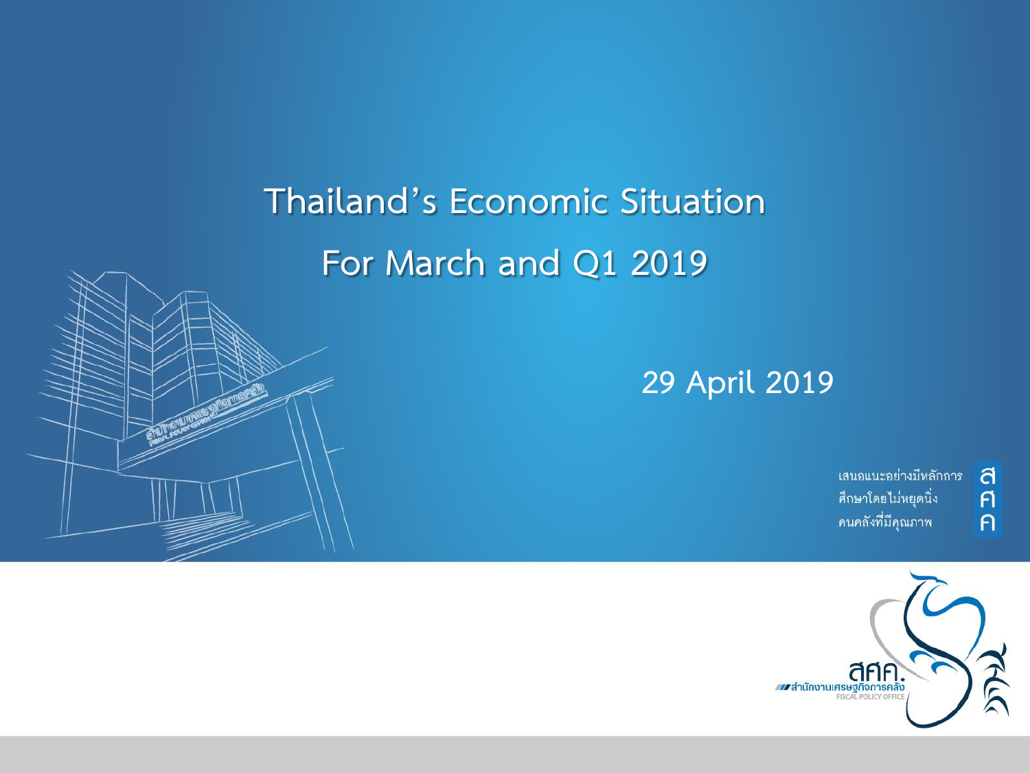# Thailand's Economic Situation For March and Q1 2019

29 April 2019

เสนอแนะอย่างมีหลักการ
ศึกษาโดยไม่หยุดนิ่ง
คนคลังที่มีคุณภาพ

สศค.
สำนักงานเศรษฐกิจการคลัง
FISCAL POLICY OFFICE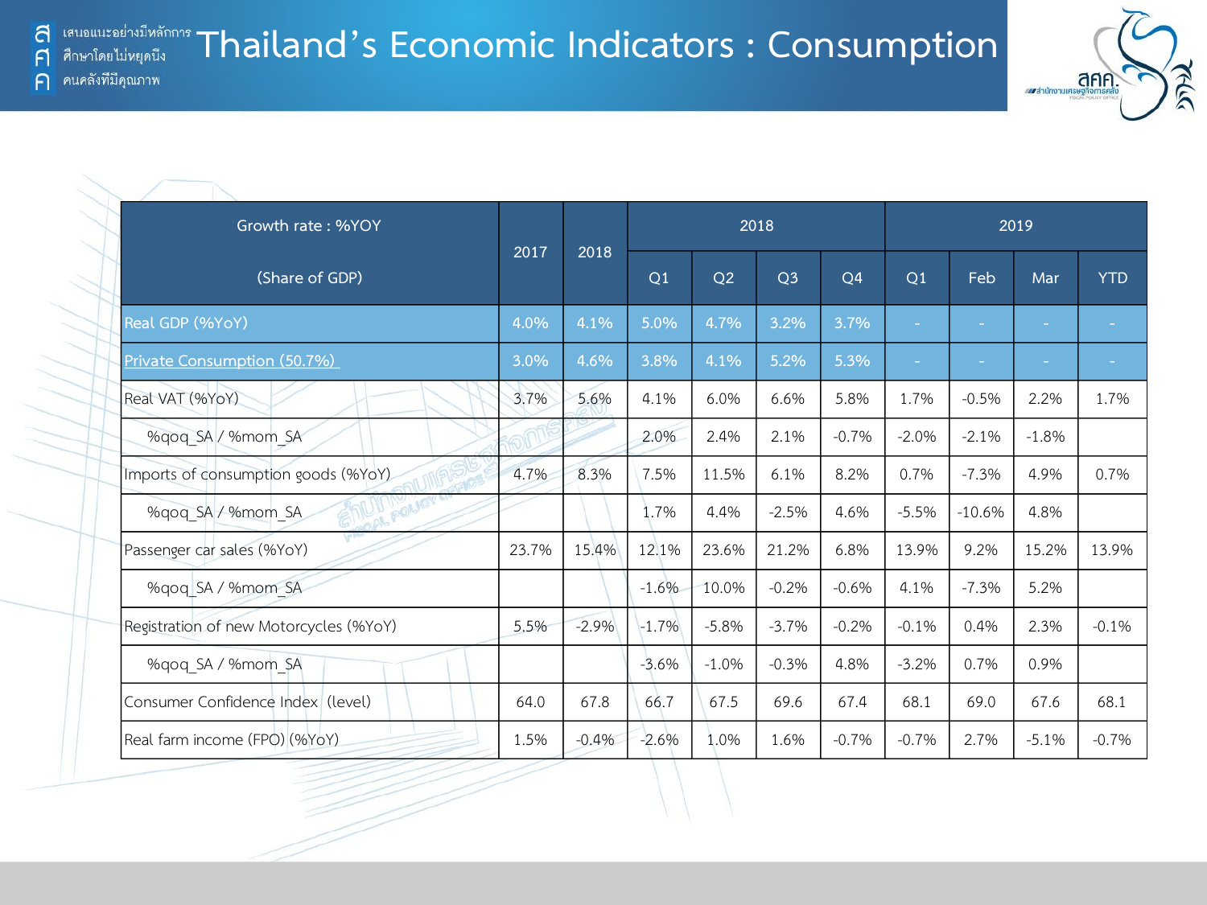# Thailand's Economic Indicators : Consumption

| Growth rate : %YOY (Share of GDP) | 2017 | 2018 | 2018 | | | | 2019 | | | |
|---|---|---|---|---|---|---|---|---|---|---|
| | | | Q1 | Q2 | Q3 | Q4 | Q1 | Feb | Mar | YTD |
| Real GDP (%YoY) | 4.0% | 4.1% | 5.0% | 4.7% | 3.2% | 3.7% | - | - | - | - |
| Private Consumption (50.7%) | 3.0% | 4.6% | 3.8% | 4.1% | 5.2% | 5.3% | - | - | - | - |
| Real VAT (%YoY) | 3.7% | 5.6% | 4.1% | 6.0% | 6.6% | 5.8% | 1.7% | -0.5% | 2.2% | 1.7% |
| %qoq_SA / %mom_SA | | | 2.0% | 2.4% | 2.1% | -0.7% | -2.0% | -2.1% | -1.8% | |
| Imports of consumption goods (%YoY) | 4.7% | 8.3% | 7.5% | 11.5% | 6.1% | 8.2% | 0.7% | -7.3% | 4.9% | 0.7% |
| %qoq_SA / %mom_SA | | | 1.7% | 4.4% | -2.5% | 4.6% | -5.5% | -10.6% | 4.8% | |
| Passenger car sales (%YoY) | 23.7% | 15.4% | 12.1% | 23.6% | 21.2% | 6.8% | 13.9% | 9.2% | 15.2% | 13.9% |
| %qoq_SA / %mom_SA | | | -1.6% | 10.0% | -0.2% | -0.6% | 4.1% | -7.3% | 5.2% | |
| Registration of new Motorcycles (%YoY) | 5.5% | -2.9% | -1.7% | -5.8% | -3.7% | -0.2% | -0.1% | 0.4% | 2.3% | -0.1% |
| %qoq_SA / %mom_SA | | | -3.6% | -1.0% | -0.3% | 4.8% | -3.2% | 0.7% | 0.9% | |
| Consumer Confidence Index (level) | 64.0 | 67.8 | 66.7 | 67.5 | 69.6 | 67.4 | 68.1 | 69.0 | 67.6 | 68.1 |
| Real farm income (FPO) (%YoY) | 1.5% | -0.4% | -2.6% | 1.0% | 1.6% | -0.7% | -0.7% | 2.7% | -5.1% | -0.7% |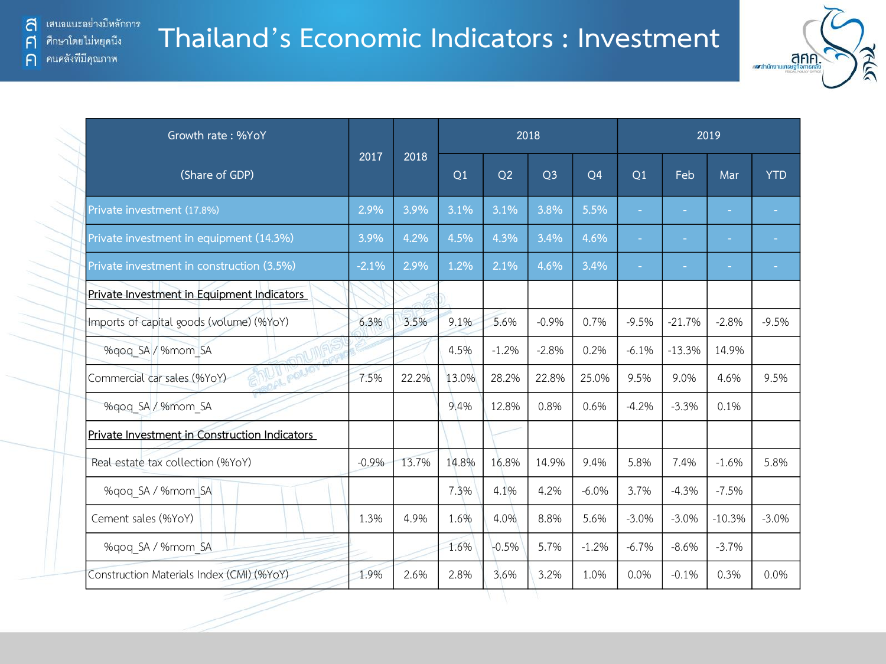# Thailand's Economic Indicators : Investment

| Growth rate : %YoY (Share of GDP) | 2017 | 2018 | 2018 | | | | 2019 | | | |
|---|---|---|---|---|---|---|---|---|---|---|
| | | | Q1 | Q2 | Q3 | Q4 | Q1 | Feb | Mar | YTD |
| Private investment (17.8%) | 2.9% | 3.9% | 3.1% | 3.1% | 3.8% | 5.5% | - | - | - | - |
| Private investment in equipment (14.3%) | 3.9% | 4.2% | 4.5% | 4.3% | 3.4% | 4.6% | - | - | - | - |
| Private investment in construction (3.5%) | -2.1% | 2.9% | 1.2% | 2.1% | 4.6% | 3.4% | - | - | - | - |
| Private Investment in Equipment Indicators | | | | | | | | | | |
| Imports of capital goods (volume) (%YoY) | 6.3% | 3.5% | 9.1% | 5.6% | -0.9% | 0.7% | -9.5% | -21.7% | -2.8% | -9.5% |
| %qoq_SA / %mom_SA | | | 4.5% | -1.2% | -2.8% | 0.2% | -6.1% | -13.3% | 14.9% | |
| Commercial car sales (%YoY) | 7.5% | 22.2% | 13.0% | 28.2% | 22.8% | 25.0% | 9.5% | 9.0% | 4.6% | 9.5% |
| %qoq_SA / %mom_SA | | | 9.4% | 12.8% | 0.8% | 0.6% | -4.2% | -3.3% | 0.1% | |
| Private Investment in Construction Indicators | | | | | | | | | | |
| Real estate tax collection (%YoY) | -0.9% | 13.7% | 14.8% | 16.8% | 14.9% | 9.4% | 5.8% | 7.4% | -1.6% | 5.8% |
| %qoq_SA / %mom_SA | | | 7.3% | 4.1% | 4.2% | -6.0% | 3.7% | -4.3% | -7.5% | |
| Cement sales (%YoY) | 1.3% | 4.9% | 1.6% | 4.0% | 8.8% | 5.6% | -3.0% | -3.0% | -10.3% | -3.0% |
| %qoq_SA / %mom_SA | | | 1.6% | -0.5% | 5.7% | -1.2% | -6.7% | -8.6% | -3.7% | |
| Construction Materials Index (CMI) (%YoY) | 1.9% | 2.6% | 2.8% | 3.6% | 3.2% | 1.0% | 0.0% | -0.1% | 0.3% | 0.0% |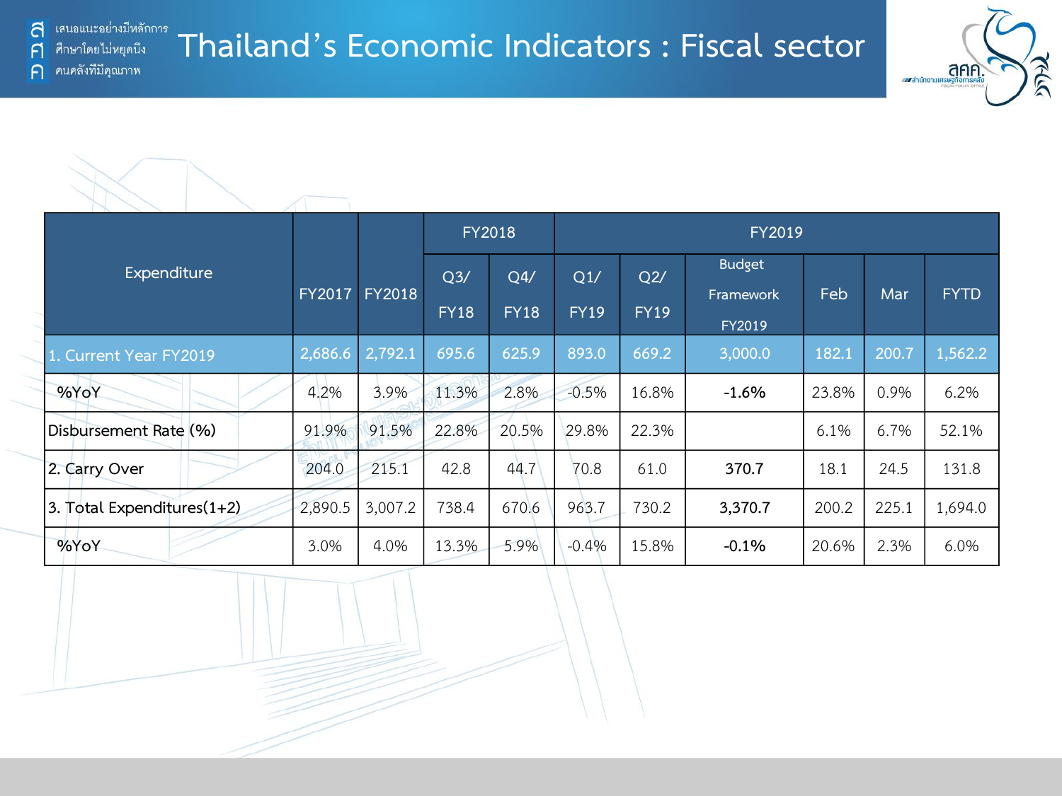# Thailand's Economic Indicators : Fiscal sector

| Expenditure | FY2017 | FY2018 | FY2018 | | FY2019 | | | | | |
|---|---|---|---|---|---|---|---|---|---|---|
| | | | Q3/ FY18 | Q4/ FY18 | Q1/ FY19 | Q2/ FY19 | Budget Framework FY2019 | Feb | Mar | FYTD |
| 1. Current Year FY2019 | 2,686.6 | 2,792.1 | 695.6 | 625.9 | 893.0 | 669.2 | 3,000.0 | 182.1 | 200.7 | 1,562.2 |
| %YoY | 4.2% | 3.9% | 11.3% | 2.8% | -0.5% | 16.8% | **-1.6%** | 23.8% | 0.9% | 6.2% |
| Disbursement Rate (%) | 91.9% | 91.5% | 22.8% | 20.5% | 29.8% | 22.3% | | 6.1% | 6.7% | 52.1% |
| 2. Carry Over | 204.0 | 215.1 | 42.8 | 44.7 | 70.8 | 61.0 | **370.7** | 18.1 | 24.5 | 131.8 |
| 3. Total Expenditures(1+2) | 2,890.5 | 3,007.2 | 738.4 | 670.6 | 963.7 | 730.2 | **3,370.7** | 200.2 | 225.1 | 1,694.0 |
| %YoY | 3.0% | 4.0% | 13.3% | 5.9% | -0.4% | 15.8% | **-0.1%** | 20.6% | 2.3% | 6.0% |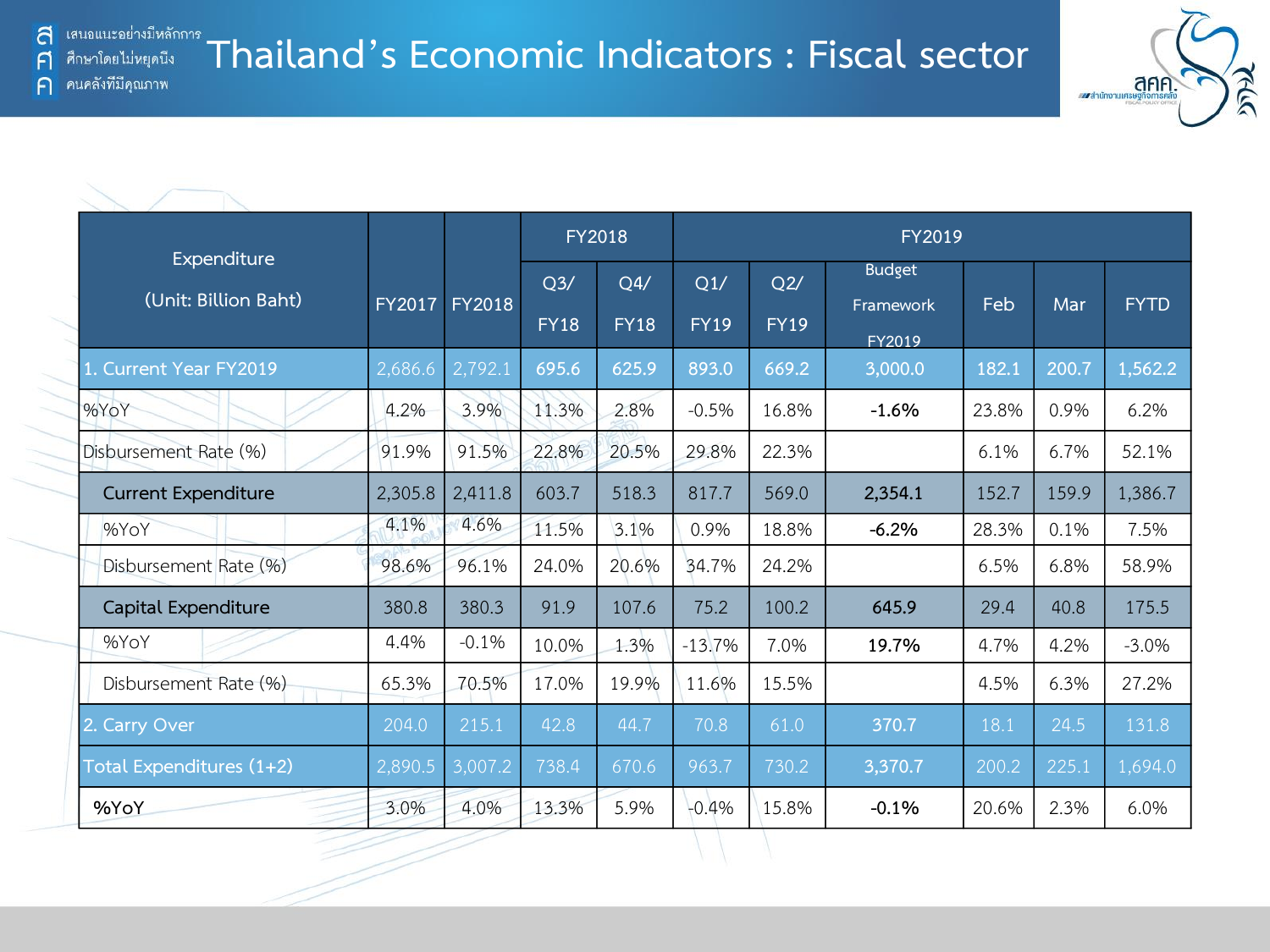# Thailand's Economic Indicators : Fiscal sector

| Expenditure (Unit: Billion Baht) | FY2017 | FY2018 | FY2018 | | FY2019 | | | | | |
|---|---|---|---|---|---|---|---|---|---|---|
| | | | Q3/ FY18 | Q4/ FY18 | Q1/ FY19 | Q2/ FY19 | Budget Framework FY2019 | Feb | Mar | FYTD |
| 1. Current Year FY2019 | 2,686.6 | 2,792.1 | 695.6 | 625.9 | 893.0 | 669.2 | 3,000.0 | 182.1 | 200.7 | 1,562.2 |
| %YoY | 4.2% | 3.9% | 11.3% | 2.8% | -0.5% | 16.8% | **-1.6%** | 23.8% | 0.9% | 6.2% |
| Disbursement Rate (%) | 91.9% | 91.5% | 22.8% | 20.5% | 29.8% | 22.3% | | 6.1% | 6.7% | 52.1% |
| Current Expenditure | 2,305.8 | 2,411.8 | 603.7 | 518.3 | 817.7 | 569.0 | **2,354.1** | 152.7 | 159.9 | 1,386.7 |
| %YoY | 4.1% | 4.6% | 11.5% | 3.1% | 0.9% | 18.8% | **-6.2%** | 28.3% | 0.1% | 7.5% |
| Disbursement Rate (%) | 98.6% | 96.1% | 24.0% | 20.6% | 34.7% | 24.2% | | 6.5% | 6.8% | 58.9% |
| Capital Expenditure | 380.8 | 380.3 | 91.9 | 107.6 | 75.2 | 100.2 | **645.9** | 29.4 | 40.8 | 175.5 |
| %YoY | 4.4% | -0.1% | 10.0% | 1.3% | -13.7% | 7.0% | **19.7%** | 4.7% | 4.2% | -3.0% |
| Disbursement Rate (%) | 65.3% | 70.5% | 17.0% | 19.9% | 11.6% | 15.5% | | 4.5% | 6.3% | 27.2% |
| 2. Carry Over | 204.0 | 215.1 | 42.8 | 44.7 | 70.8 | 61.0 | **370.7** | 18.1 | 24.5 | 131.8 |
| Total Expenditures (1+2) | 2,890.5 | 3,007.2 | 738.4 | 670.6 | 963.7 | 730.2 | **3,370.7** | 200.2 | 225.1 | 1,694.0 |
| **%YoY** | 3.0% | 4.0% | 13.3% | 5.9% | -0.4% | 15.8% | **-0.1%** | 20.6% | 2.3% | 6.0% |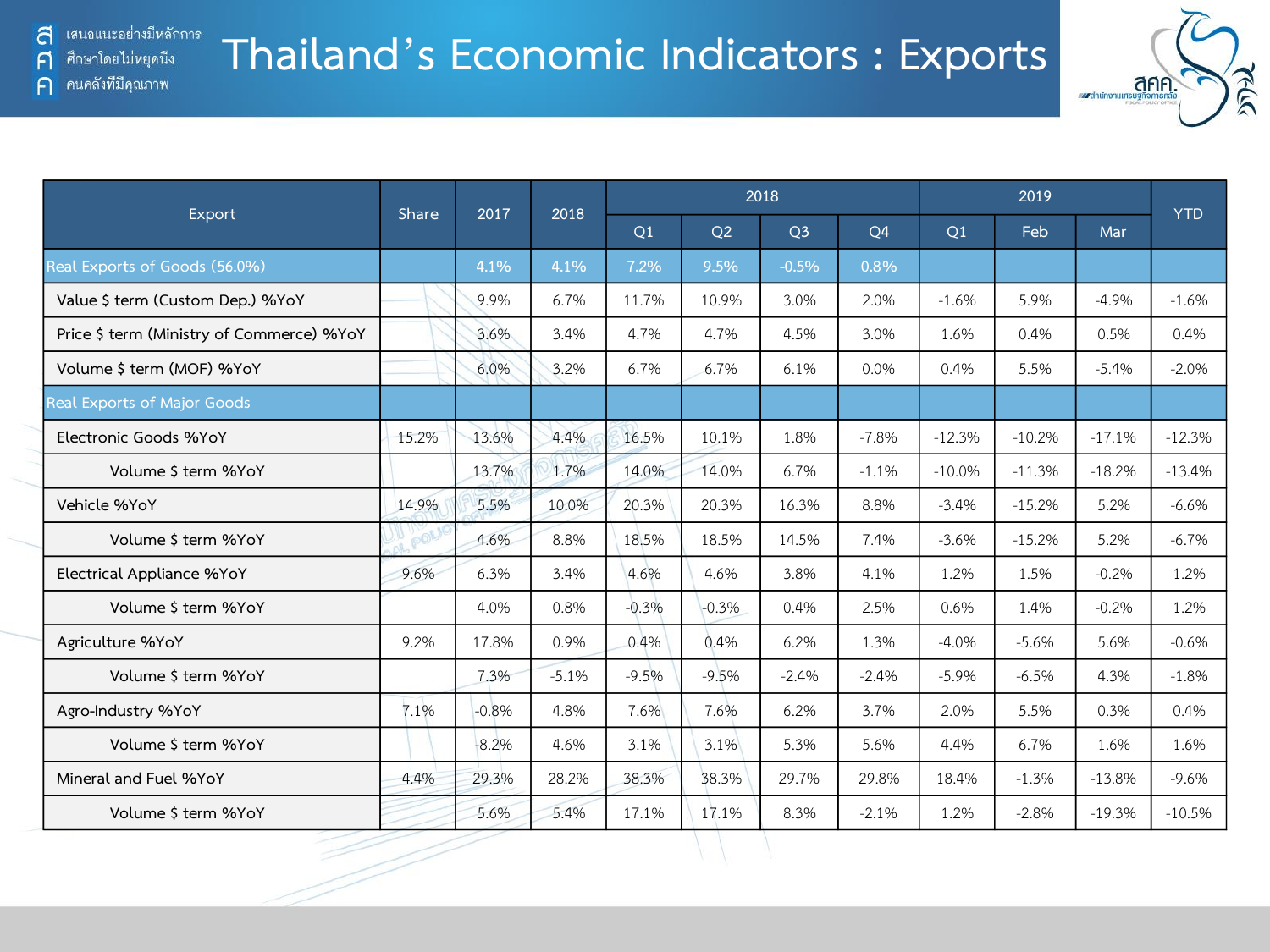# Thailand's Economic Indicators : Exports

| Export | Share | 2017 | 2018 | 2018 | | | | 2019 | | | YTD |
|---|---|---|---|---|---|---|---|---|---|---|---|
| | | | | Q1 | Q2 | Q3 | Q4 | Q1 | Feb | Mar | |
| Real Exports of Goods (56.0%) | | 4.1% | 4.1% | 7.2% | 9.5% | -0.5% | 0.8% | | | | |
| Value $ term (Custom Dep.) %YoY | | 9.9% | 6.7% | 11.7% | 10.9% | 3.0% | 2.0% | -1.6% | 5.9% | -4.9% | -1.6% |
| Price $ term (Ministry of Commerce) %YoY | | 3.6% | 3.4% | 4.7% | 4.7% | 4.5% | 3.0% | 1.6% | 0.4% | 0.5% | 0.4% |
| Volume $ term (MOF) %YoY | | 6.0% | 3.2% | 6.7% | 6.7% | 6.1% | 0.0% | 0.4% | 5.5% | -5.4% | -2.0% |
| Real Exports of Major Goods | | | | | | | | | | | |
| Electronic Goods %YoY | 15.2% | 13.6% | 4.4% | 16.5% | 10.1% | 1.8% | -7.8% | -12.3% | -10.2% | -17.1% | -12.3% |
| Volume $ term %YoY | | 13.7% | 1.7% | 14.0% | 14.0% | 6.7% | -1.1% | -10.0% | -11.3% | -18.2% | -13.4% |
| Vehicle %YoY | 14.9% | 5.5% | 10.0% | 20.3% | 20.3% | 16.3% | 8.8% | -3.4% | -15.2% | 5.2% | -6.6% |
| Volume $ term %YoY | | 4.6% | 8.8% | 18.5% | 18.5% | 14.5% | 7.4% | -3.6% | -15.2% | 5.2% | -6.7% |
| Electrical Appliance %YoY | 9.6% | 6.3% | 3.4% | 4.6% | 4.6% | 3.8% | 4.1% | 1.2% | 1.5% | -0.2% | 1.2% |
| Volume $ term %YoY | | 4.0% | 0.8% | -0.3% | -0.3% | 0.4% | 2.5% | 0.6% | 1.4% | -0.2% | 1.2% |
| Agriculture %YoY | 9.2% | 17.8% | 0.9% | 0.4% | 0.4% | 6.2% | 1.3% | -4.0% | -5.6% | 5.6% | -0.6% |
| Volume $ term %YoY | | 7.3% | -5.1% | -9.5% | -9.5% | -2.4% | -2.4% | -5.9% | -6.5% | 4.3% | -1.8% |
| Agro-Industry %YoY | 7.1% | -0.8% | 4.8% | 7.6% | 7.6% | 6.2% | 3.7% | 2.0% | 5.5% | 0.3% | 0.4% |
| Volume $ term %YoY | | -8.2% | 4.6% | 3.1% | 3.1% | 5.3% | 5.6% | 4.4% | 6.7% | 1.6% | 1.6% |
| Mineral and Fuel %YoY | 4.4% | 29.3% | 28.2% | 38.3% | 38.3% | 29.7% | 29.8% | 18.4% | -1.3% | -13.8% | -9.6% |
| Volume $ term %YoY | | 5.6% | 5.4% | 17.1% | 17.1% | 8.3% | -2.1% | 1.2% | -2.8% | -19.3% | -10.5% |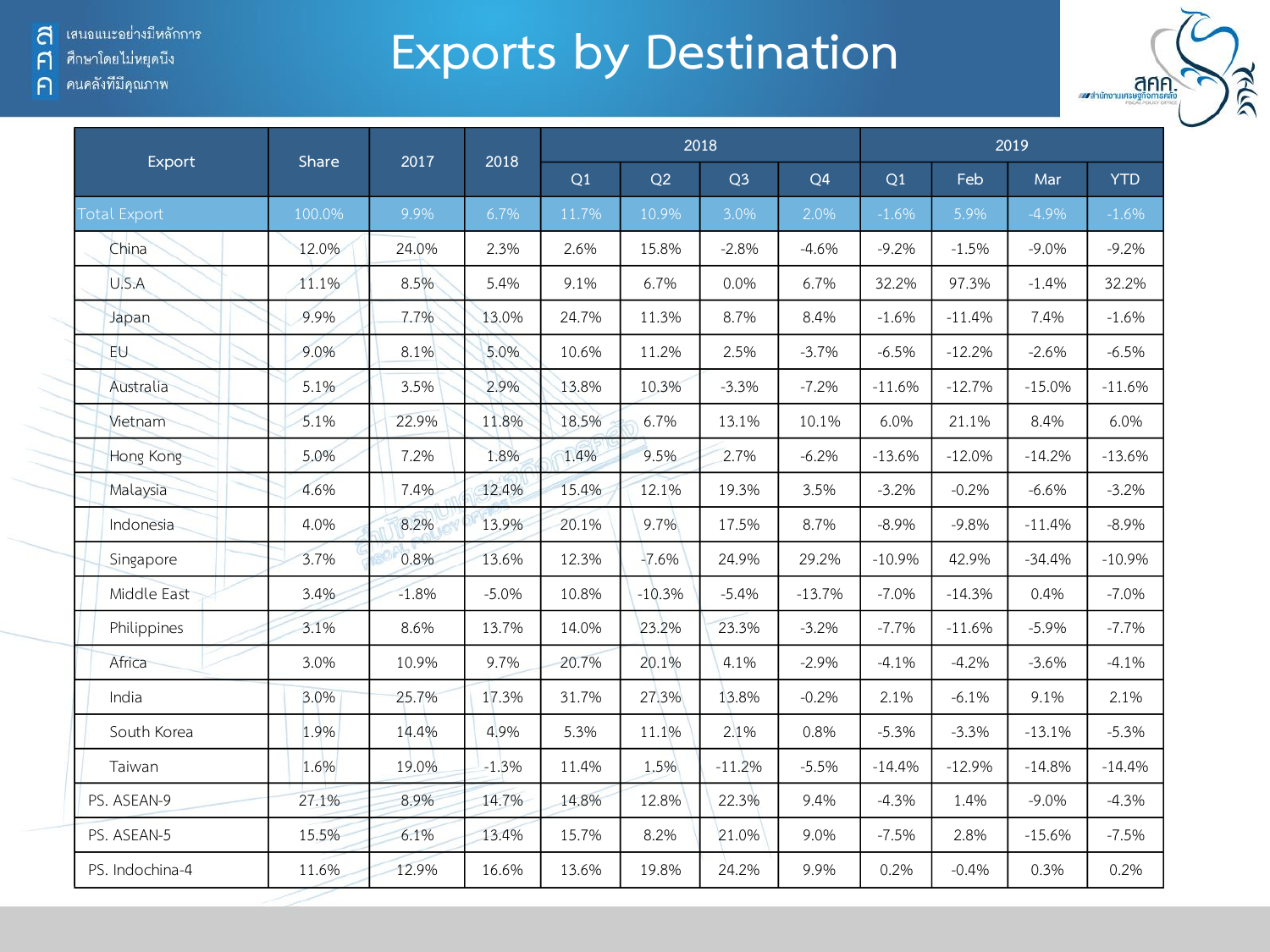# Exports by Destination

| Export | Share | 2017 | 2018 | 2018 | | | | 2019 | | | |
|---|---|---|---|---|---|---|---|---|---|---|---|
| | | | | Q1 | Q2 | Q3 | Q4 | Q1 | Feb | Mar | YTD |
| Total Export | 100.0% | 9.9% | 6.7% | 11.7% | 10.9% | 3.0% | 2.0% | -1.6% | 5.9% | -4.9% | -1.6% |
| China | 12.0% | 24.0% | 2.3% | 2.6% | 15.8% | -2.8% | -4.6% | -9.2% | -1.5% | -9.0% | -9.2% |
| U.S.A | 11.1% | 8.5% | 5.4% | 9.1% | 6.7% | 0.0% | 6.7% | 32.2% | 97.3% | -1.4% | 32.2% |
| Japan | 9.9% | 7.7% | 13.0% | 24.7% | 11.3% | 8.7% | 8.4% | -1.6% | -11.4% | 7.4% | -1.6% |
| EU | 9.0% | 8.1% | 5.0% | 10.6% | 11.2% | 2.5% | -3.7% | -6.5% | -12.2% | -2.6% | -6.5% |
| Australia | 5.1% | 3.5% | 2.9% | 13.8% | 10.3% | -3.3% | -7.2% | -11.6% | -12.7% | -15.0% | -11.6% |
| Vietnam | 5.1% | 22.9% | 11.8% | 18.5% | 6.7% | 13.1% | 10.1% | 6.0% | 21.1% | 8.4% | 6.0% |
| Hong Kong | 5.0% | 7.2% | 1.8% | 1.4% | 9.5% | 2.7% | -6.2% | -13.6% | -12.0% | -14.2% | -13.6% |
| Malaysia | 4.6% | 7.4% | 12.4% | 15.4% | 12.1% | 19.3% | 3.5% | -3.2% | -0.2% | -6.6% | -3.2% |
| Indonesia | 4.0% | 8.2% | 13.9% | 20.1% | 9.7% | 17.5% | 8.7% | -8.9% | -9.8% | -11.4% | -8.9% |
| Singapore | 3.7% | 0.8% | 13.6% | 12.3% | -7.6% | 24.9% | 29.2% | -10.9% | 42.9% | -34.4% | -10.9% |
| Middle East | 3.4% | -1.8% | -5.0% | 10.8% | -10.3% | -5.4% | -13.7% | -7.0% | -14.3% | 0.4% | -7.0% |
| Philippines | 3.1% | 8.6% | 13.7% | 14.0% | 23.2% | 23.3% | -3.2% | -7.7% | -11.6% | -5.9% | -7.7% |
| Africa | 3.0% | 10.9% | 9.7% | 20.7% | 20.1% | 4.1% | -2.9% | -4.1% | -4.2% | -3.6% | -4.1% |
| India | 3.0% | 25.7% | 17.3% | 31.7% | 27.3% | 13.8% | -0.2% | 2.1% | -6.1% | 9.1% | 2.1% |
| South Korea | 1.9% | 14.4% | 4.9% | 5.3% | 11.1% | 2.1% | 0.8% | -5.3% | -3.3% | -13.1% | -5.3% |
| Taiwan | 1.6% | 19.0% | -1.3% | 11.4% | 1.5% | -11.2% | -5.5% | -14.4% | -12.9% | -14.8% | -14.4% |
| PS. ASEAN-9 | 27.1% | 8.9% | 14.7% | 14.8% | 12.8% | 22.3% | 9.4% | -4.3% | 1.4% | -9.0% | -4.3% |
| PS. ASEAN-5 | 15.5% | 6.1% | 13.4% | 15.7% | 8.2% | 21.0% | 9.0% | -7.5% | 2.8% | -15.6% | -7.5% |
| PS. Indochina-4 | 11.6% | 12.9% | 16.6% | 13.6% | 19.8% | 24.2% | 9.9% | 0.2% | -0.4% | 0.3% | 0.2% |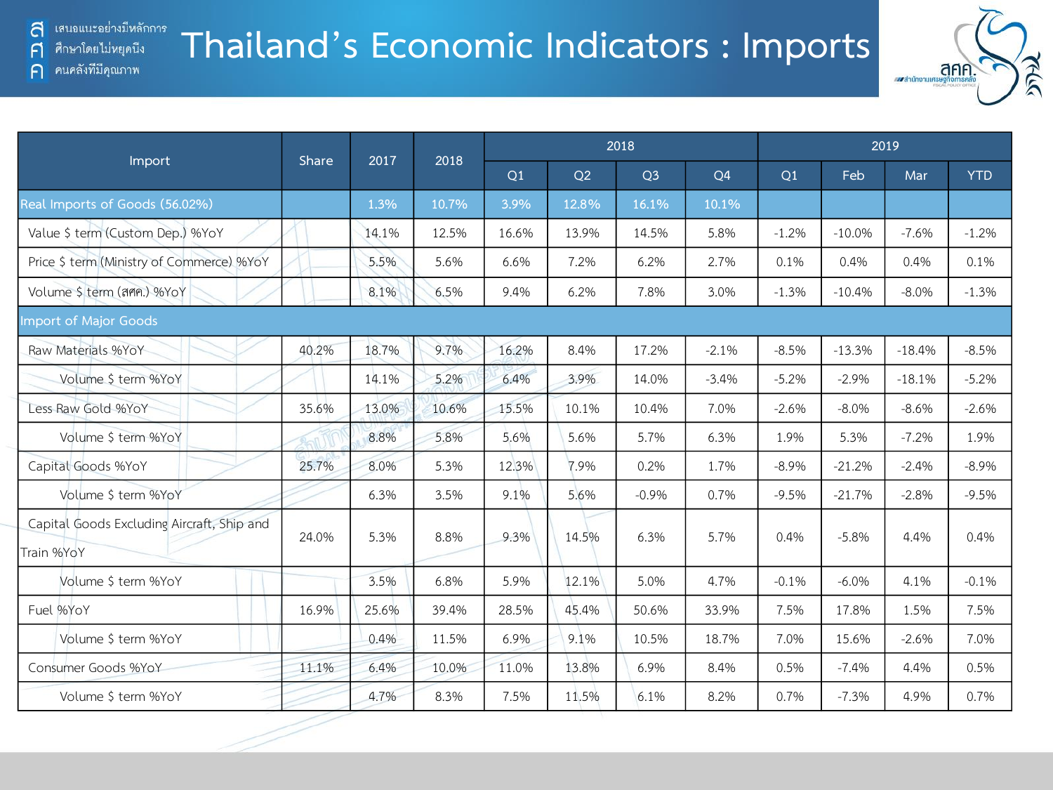# Thailand's Economic Indicators : Imports

| Import | Share | 2017 | 2018 | 2018 | | | | 2019 | | | |
|---|---|---|---|---|---|---|---|---|---|---|---|
| | | | | Q1 | Q2 | Q3 | Q4 | Q1 | Feb | Mar | YTD |
| Real Imports of Goods (56.02%) | | 1.3% | 10.7% | 3.9% | 12.8% | 16.1% | 10.1% | | | | |
| Value $ term (Custom Dep.) %YoY | | 14.1% | 12.5% | 16.6% | 13.9% | 14.5% | 5.8% | -1.2% | -10.0% | -7.6% | -1.2% |
| Price $ term (Ministry of Commerce) %YoY | | 5.5% | 5.6% | 6.6% | 7.2% | 6.2% | 2.7% | 0.1% | 0.4% | 0.4% | 0.1% |
| Volume $ term (สศค.) %YoY | | 8.1% | 6.5% | 9.4% | 6.2% | 7.8% | 3.0% | -1.3% | -10.4% | -8.0% | -1.3% |
| Import of Major Goods | | | | | | | | | | | |
| Raw Materials %YoY | 40.2% | 18.7% | 9.7% | 16.2% | 8.4% | 17.2% | -2.1% | -8.5% | -13.3% | -18.4% | -8.5% |
| Volume $ term %YoY | | 14.1% | 5.2% | 6.4% | 3.9% | 14.0% | -3.4% | -5.2% | -2.9% | -18.1% | -5.2% |
| Less Raw Gold %YoY | 35.6% | 13.0% | 10.6% | 15.5% | 10.1% | 10.4% | 7.0% | -2.6% | -8.0% | -8.6% | -2.6% |
| Volume $ term %YoY | | 8.8% | 5.8% | 5.6% | 5.6% | 5.7% | 6.3% | 1.9% | 5.3% | -7.2% | 1.9% |
| Capital Goods %YoY | 25.7% | 8.0% | 5.3% | 12.3% | 7.9% | 0.2% | 1.7% | -8.9% | -21.2% | -2.4% | -8.9% |
| Volume $ term %YoY | | 6.3% | 3.5% | 9.1% | 5.6% | -0.9% | 0.7% | -9.5% | -21.7% | -2.8% | -9.5% |
| Capital Goods Excluding Aircraft, Ship and Train %YoY | 24.0% | 5.3% | 8.8% | 9.3% | 14.5% | 6.3% | 5.7% | 0.4% | -5.8% | 4.4% | 0.4% |
| Volume $ term %YoY | | 3.5% | 6.8% | 5.9% | 12.1% | 5.0% | 4.7% | -0.1% | -6.0% | 4.1% | -0.1% |
| Fuel %YoY | 16.9% | 25.6% | 39.4% | 28.5% | 45.4% | 50.6% | 33.9% | 7.5% | 17.8% | 1.5% | 7.5% |
| Volume $ term %YoY | | 0.4% | 11.5% | 6.9% | 9.1% | 10.5% | 18.7% | 7.0% | 15.6% | -2.6% | 7.0% |
| Consumer Goods %YoY | 11.1% | 6.4% | 10.0% | 11.0% | 13.8% | 6.9% | 8.4% | 0.5% | -7.4% | 4.4% | 0.5% |
| Volume $ term %YoY | | 4.7% | 8.3% | 7.5% | 11.5% | 6.1% | 8.2% | 0.7% | -7.3% | 4.9% | 0.7% |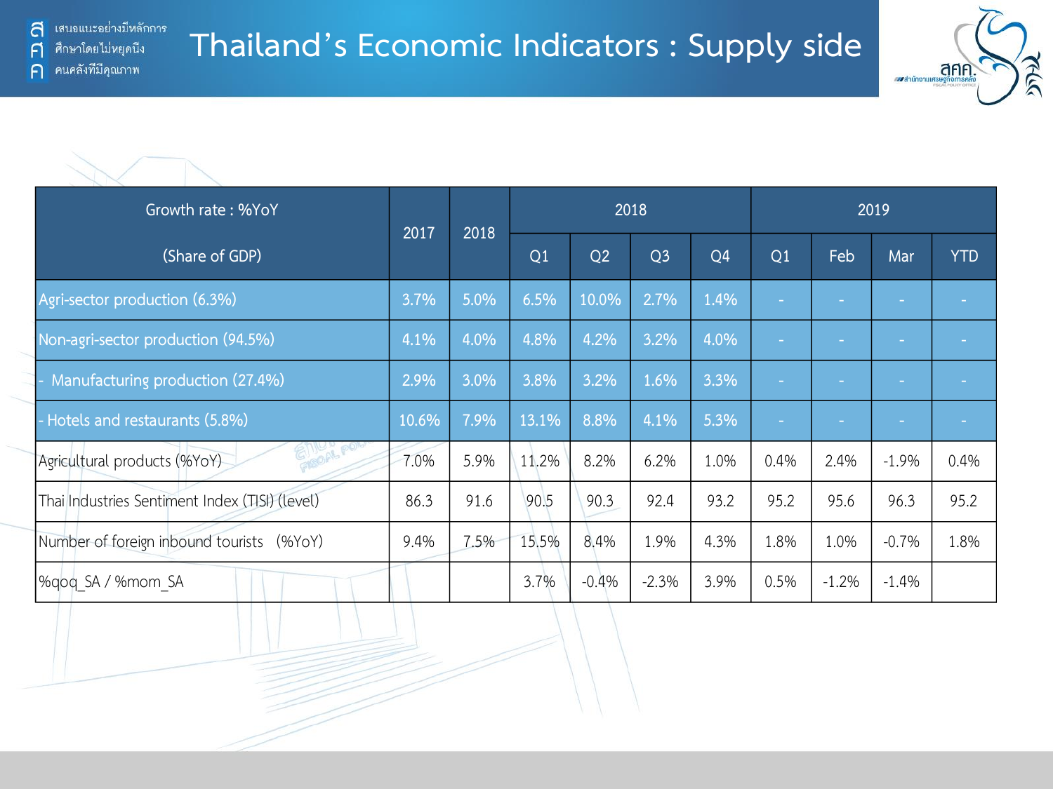# Thailand's Economic Indicators : Supply side

| Growth rate : %YoY (Share of GDP) | 2017 | 2018 | 2018 | | | | 2019 | | | |
|---|---|---|---|---|---|---|---|---|---|---|
| | | | Q1 | Q2 | Q3 | Q4 | Q1 | Feb | Mar | YTD |
| Agri-sector production (6.3%) | 3.7% | 5.0% | 6.5% | 10.0% | 2.7% | 1.4% | - | - | - | - |
| Non-agri-sector production (94.5%) | 4.1% | 4.0% | 4.8% | 4.2% | 3.2% | 4.0% | - | - | - | - |
| - Manufacturing production (27.4%) | 2.9% | 3.0% | 3.8% | 3.2% | 1.6% | 3.3% | - | - | - | - |
| - Hotels and restaurants (5.8%) | 10.6% | 7.9% | 13.1% | 8.8% | 4.1% | 5.3% | - | - | - | - |
| Agricultural products (%YoY) | 7.0% | 5.9% | 11.2% | 8.2% | 6.2% | 1.0% | 0.4% | 2.4% | -1.9% | 0.4% |
| Thai Industries Sentiment Index (TISI) (level) | 86.3 | 91.6 | 90.5 | 90.3 | 92.4 | 93.2 | 95.2 | 95.6 | 96.3 | 95.2 |
| Number of foreign inbound tourists (%YoY) | 9.4% | 7.5% | 15.5% | 8.4% | 1.9% | 4.3% | 1.8% | 1.0% | -0.7% | 1.8% |
| %qoq_SA / %mom_SA | | | 3.7% | -0.4% | -2.3% | 3.9% | 0.5% | -1.2% | -1.4% | |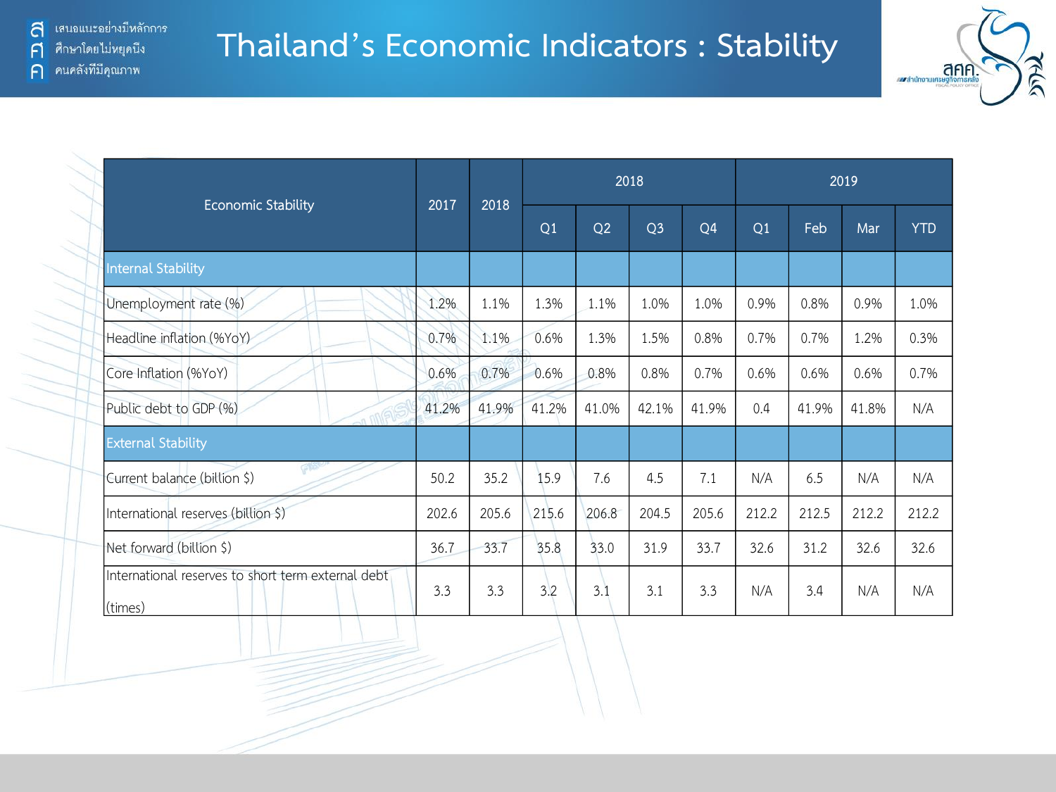# Thailand's Economic Indicators : Stability

| Economic Stability | 2017 | 2018 | 2018 | | | | 2019 | | | |
|---|---|---|---|---|---|---|---|---|---|---|
| | | | Q1 | Q2 | Q3 | Q4 | Q1 | Feb | Mar | YTD |
| Internal Stability | | | | | | | | | | |
| Unemployment rate (%) | 1.2% | 1.1% | 1.3% | 1.1% | 1.0% | 1.0% | 0.9% | 0.8% | 0.9% | 1.0% |
| Headline inflation (%YoY) | 0.7% | 1.1% | 0.6% | 1.3% | 1.5% | 0.8% | 0.7% | 0.7% | 1.2% | 0.3% |
| Core Inflation (%YoY) | 0.6% | 0.7% | 0.6% | 0.8% | 0.8% | 0.7% | 0.6% | 0.6% | 0.6% | 0.7% |
| Public debt to GDP (%) | 41.2% | 41.9% | 41.2% | 41.0% | 42.1% | 41.9% | 0.4 | 41.9% | 41.8% | N/A |
| External Stability | | | | | | | | | | |
| Current balance (billion $) | 50.2 | 35.2 | 15.9 | 7.6 | 4.5 | 7.1 | N/A | 6.5 | N/A | N/A |
| International reserves (billion $) | 202.6 | 205.6 | 215.6 | 206.8 | 204.5 | 205.6 | 212.2 | 212.5 | 212.2 | 212.2 |
| Net forward (billion $) | 36.7 | 33.7 | 35.8 | 33.0 | 31.9 | 33.7 | 32.6 | 31.2 | 32.6 | 32.6 |
| International reserves to short term external debt (times) | 3.3 | 3.3 | 3.2 | 3.1 | 3.1 | 3.3 | N/A | 3.4 | N/A | N/A |